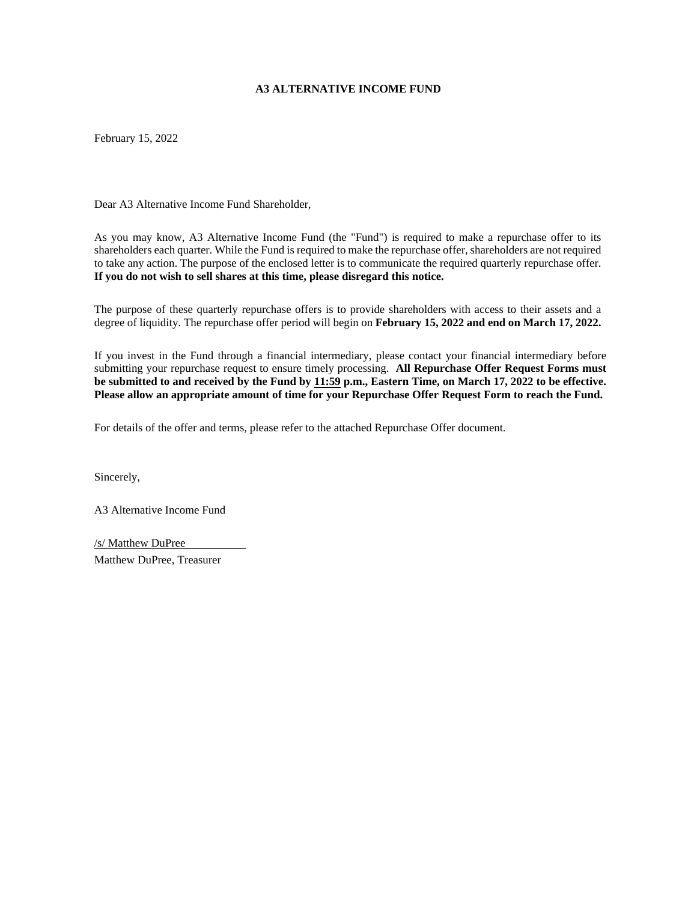# A3 ALTERNATIVE INCOME FUND

February 15, 2022

Dear A3 Alternative Income Fund Shareholder,

As you may know, A3 Alternative Income Fund (the "Fund") is required to make a repurchase offer to its shareholders each quarter. While the Fund is required to make the repurchase offer, shareholders are not required to take any action. The purpose of the enclosed letter is to communicate the required quarterly repurchase offer. **If you do not wish to sell shares at this time, please disregard this notice.**

The purpose of these quarterly repurchase offers is to provide shareholders with access to their assets and a degree of liquidity. The repurchase offer period will begin on **February 15, 2022 and end on March 17, 2022.**

If you invest in the Fund through a financial intermediary, please contact your financial intermediary before submitting your repurchase request to ensure timely processing. **All Repurchase Offer Request Forms must be submitted to and received by the Fund by 11:59 p.m., Eastern Time, on March 17, 2022 to be effective. Please allow an appropriate amount of time for your Repurchase Offer Request Form to reach the Fund.**

For details of the offer and terms, please refer to the attached Repurchase Offer document.

Sincerely,

A3 Alternative Income Fund

/s/ Matthew DuPree

Matthew DuPree, Treasurer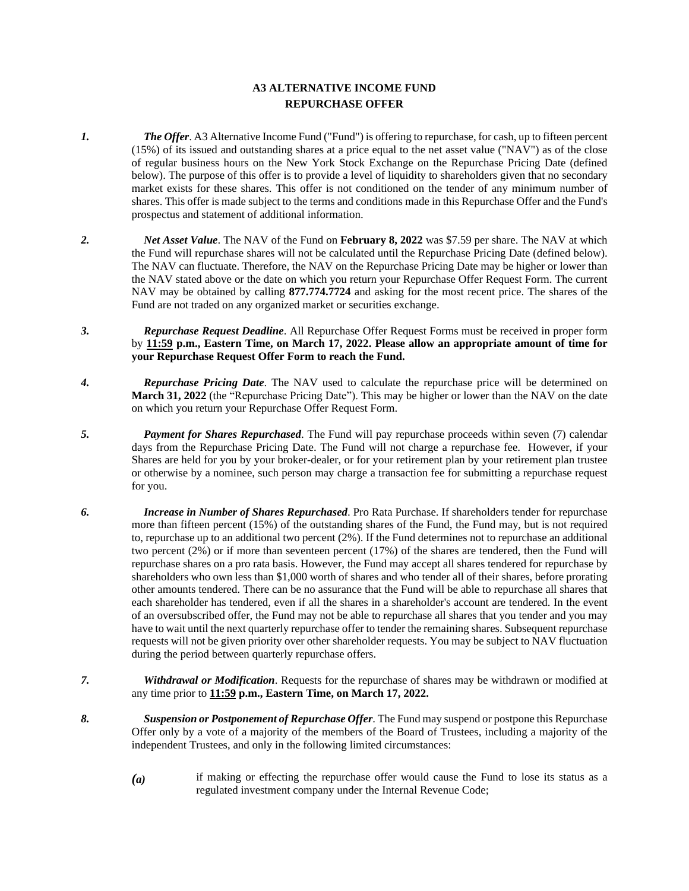# A3 ALTERNATIVE INCOME FUND

# REPURCHASE OFFER

***1.*** ***The Offer***. A3 Alternative Income Fund ("Fund") is offering to repurchase, for cash, up to fifteen percent (15%) of its issued and outstanding shares at a price equal to the net asset value ("NAV") as of the close of regular business hours on the New York Stock Exchange on the Repurchase Pricing Date (defined below). The purpose of this offer is to provide a level of liquidity to shareholders given that no secondary market exists for these shares. This offer is not conditioned on the tender of any minimum number of shares. This offer is made subject to the terms and conditions made in this Repurchase Offer and the Fund's prospectus and statement of additional information.

***2.*** ***Net Asset Value***. The NAV of the Fund on **February 8, 2022** was $7.59 per share. The NAV at which the Fund will repurchase shares will not be calculated until the Repurchase Pricing Date (defined below). The NAV can fluctuate. Therefore, the NAV on the Repurchase Pricing Date may be higher or lower than the NAV stated above or the date on which you return your Repurchase Offer Request Form. The current NAV may be obtained by calling **877.774.7724** and asking for the most recent price. The shares of the Fund are not traded on any organized market or securities exchange.

***3.*** ***Repurchase Request Deadline***. All Repurchase Offer Request Forms must be received in proper form by **<u>11:59</u> p.m., Eastern Time, on March 17, 2022. Please allow an appropriate amount of time for your Repurchase Request Offer Form to reach the Fund.**

***4.*** ***Repurchase Pricing Date***. The NAV used to calculate the repurchase price will be determined on **March 31, 2022** (the "Repurchase Pricing Date"). This may be higher or lower than the NAV on the date on which you return your Repurchase Offer Request Form.

***5.*** ***Payment for Shares Repurchased***. The Fund will pay repurchase proceeds within seven (7) calendar days from the Repurchase Pricing Date. The Fund will not charge a repurchase fee. However, if your Shares are held for you by your broker-dealer, or for your retirement plan by your retirement plan trustee or otherwise by a nominee, such person may charge a transaction fee for submitting a repurchase request for you.

***6.*** ***Increase in Number of Shares Repurchased***. Pro Rata Purchase. If shareholders tender for repurchase more than fifteen percent (15%) of the outstanding shares of the Fund, the Fund may, but is not required to, repurchase up to an additional two percent (2%). If the Fund determines not to repurchase an additional two percent (2%) or if more than seventeen percent (17%) of the shares are tendered, then the Fund will repurchase shares on a pro rata basis. However, the Fund may accept all shares tendered for repurchase by shareholders who own less than $1,000 worth of shares and who tender all of their shares, before prorating other amounts tendered. There can be no assurance that the Fund will be able to repurchase all shares that each shareholder has tendered, even if all the shares in a shareholder's account are tendered. In the event of an oversubscribed offer, the Fund may not be able to repurchase all shares that you tender and you may have to wait until the next quarterly repurchase offer to tender the remaining shares. Subsequent repurchase requests will not be given priority over other shareholder requests. You may be subject to NAV fluctuation during the period between quarterly repurchase offers.

***7.*** ***Withdrawal or Modification***. Requests for the repurchase of shares may be withdrawn or modified at any time prior to **<u>11:59</u> p.m., Eastern Time, on March 17, 2022.**

***8.*** ***Suspension or Postponement of Repurchase Offer***. The Fund may suspend or postpone this Repurchase Offer only by a vote of a majority of the members of the Board of Trustees, including a majority of the independent Trustees, and only in the following limited circumstances:

***(a)*** if making or effecting the repurchase offer would cause the Fund to lose its status as a regulated investment company under the Internal Revenue Code;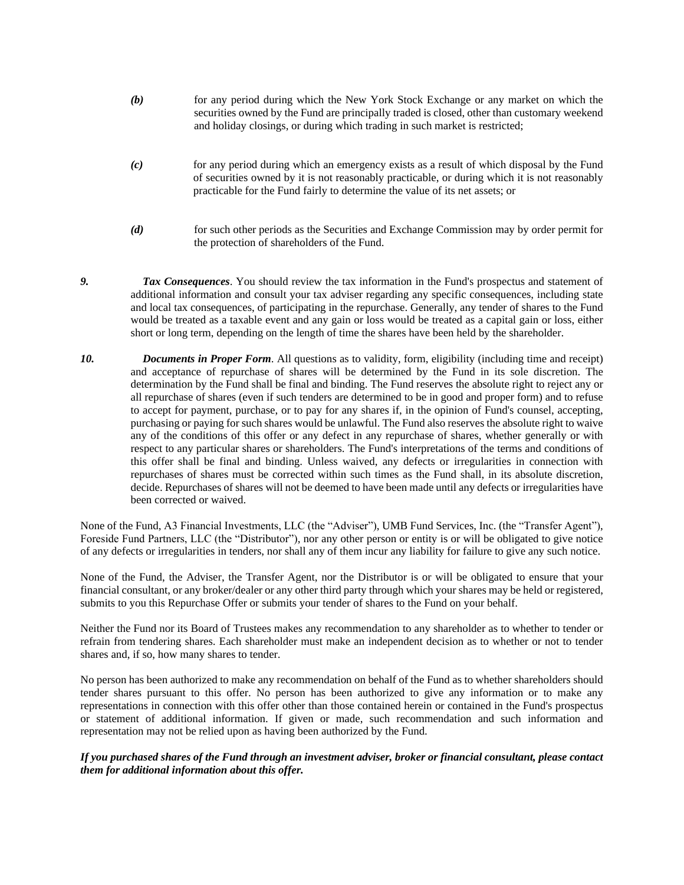*(b)* for any period during which the New York Stock Exchange or any market on which the securities owned by the Fund are principally traded is closed, other than customary weekend and holiday closings, or during which trading in such market is restricted;

*(c)* for any period during which an emergency exists as a result of which disposal by the Fund of securities owned by it is not reasonably practicable, or during which it is not reasonably practicable for the Fund fairly to determine the value of its net assets; or

*(d)* for such other periods as the Securities and Exchange Commission may by order permit for the protection of shareholders of the Fund.

***9.*** ***Tax Consequences***. You should review the tax information in the Fund's prospectus and statement of additional information and consult your tax adviser regarding any specific consequences, including state and local tax consequences, of participating in the repurchase. Generally, any tender of shares to the Fund would be treated as a taxable event and any gain or loss would be treated as a capital gain or loss, either short or long term, depending on the length of time the shares have been held by the shareholder.

***10.*** ***Documents in Proper Form***. All questions as to validity, form, eligibility (including time and receipt) and acceptance of repurchase of shares will be determined by the Fund in its sole discretion. The determination by the Fund shall be final and binding. The Fund reserves the absolute right to reject any or all repurchase of shares (even if such tenders are determined to be in good and proper form) and to refuse to accept for payment, purchase, or to pay for any shares if, in the opinion of Fund's counsel, accepting, purchasing or paying for such shares would be unlawful. The Fund also reserves the absolute right to waive any of the conditions of this offer or any defect in any repurchase of shares, whether generally or with respect to any particular shares or shareholders. The Fund's interpretations of the terms and conditions of this offer shall be final and binding. Unless waived, any defects or irregularities in connection with repurchases of shares must be corrected within such times as the Fund shall, in its absolute discretion, decide. Repurchases of shares will not be deemed to have been made until any defects or irregularities have been corrected or waived.

None of the Fund, A3 Financial Investments, LLC (the "Adviser"), UMB Fund Services, Inc. (the "Transfer Agent"), Foreside Fund Partners, LLC (the "Distributor"), nor any other person or entity is or will be obligated to give notice of any defects or irregularities in tenders, nor shall any of them incur any liability for failure to give any such notice.

None of the Fund, the Adviser, the Transfer Agent, nor the Distributor is or will be obligated to ensure that your financial consultant, or any broker/dealer or any other third party through which your shares may be held or registered, submits to you this Repurchase Offer or submits your tender of shares to the Fund on your behalf.

Neither the Fund nor its Board of Trustees makes any recommendation to any shareholder as to whether to tender or refrain from tendering shares. Each shareholder must make an independent decision as to whether or not to tender shares and, if so, how many shares to tender.

No person has been authorized to make any recommendation on behalf of the Fund as to whether shareholders should tender shares pursuant to this offer. No person has been authorized to give any information or to make any representations in connection with this offer other than those contained herein or contained in the Fund's prospectus or statement of additional information. If given or made, such recommendation and such information and representation may not be relied upon as having been authorized by the Fund.

***If you purchased shares of the Fund through an investment adviser, broker or financial consultant, please contact them for additional information about this offer.***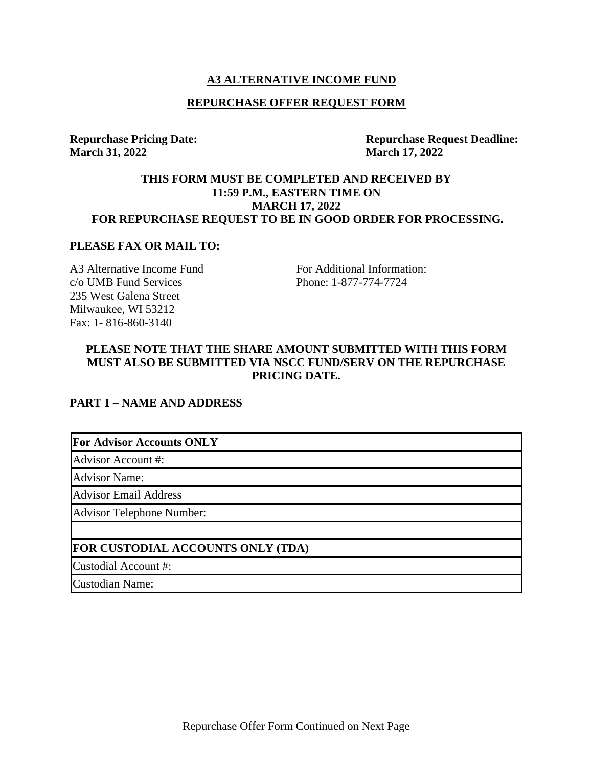# A3 ALTERNATIVE INCOME FUND

## REPURCHASE OFFER REQUEST FORM

**Repurchase Pricing Date:**
**March 31, 2022**

**Repurchase Request Deadline:**
**March 17, 2022**

**THIS FORM MUST BE COMPLETED AND RECEIVED BY 11:59 P.M., EASTERN TIME ON MARCH 17, 2022 FOR REPURCHASE REQUEST TO BE IN GOOD ORDER FOR PROCESSING.**

**PLEASE FAX OR MAIL TO:**

A3 Alternative Income Fund
c/o UMB Fund Services
235 West Galena Street
Milwaukee, WI 53212
Fax: 1- 816-860-3140

For Additional Information:
Phone: 1-877-774-7724

**PLEASE NOTE THAT THE SHARE AMOUNT SUBMITTED WITH THIS FORM MUST ALSO BE SUBMITTED VIA NSCC FUND/SERV ON THE REPURCHASE PRICING DATE.**

**PART 1 – NAME AND ADDRESS**

| **For Advisor Accounts ONLY** |
| --- |
| Advisor Account #: |
| Advisor Name: |
| Advisor Email Address |
| Advisor Telephone Number: |
| |
| **FOR CUSTODIAL ACCOUNTS ONLY (TDA)** |
| Custodial Account #: |
| Custodian Name: |

Repurchase Offer Form Continued on Next Page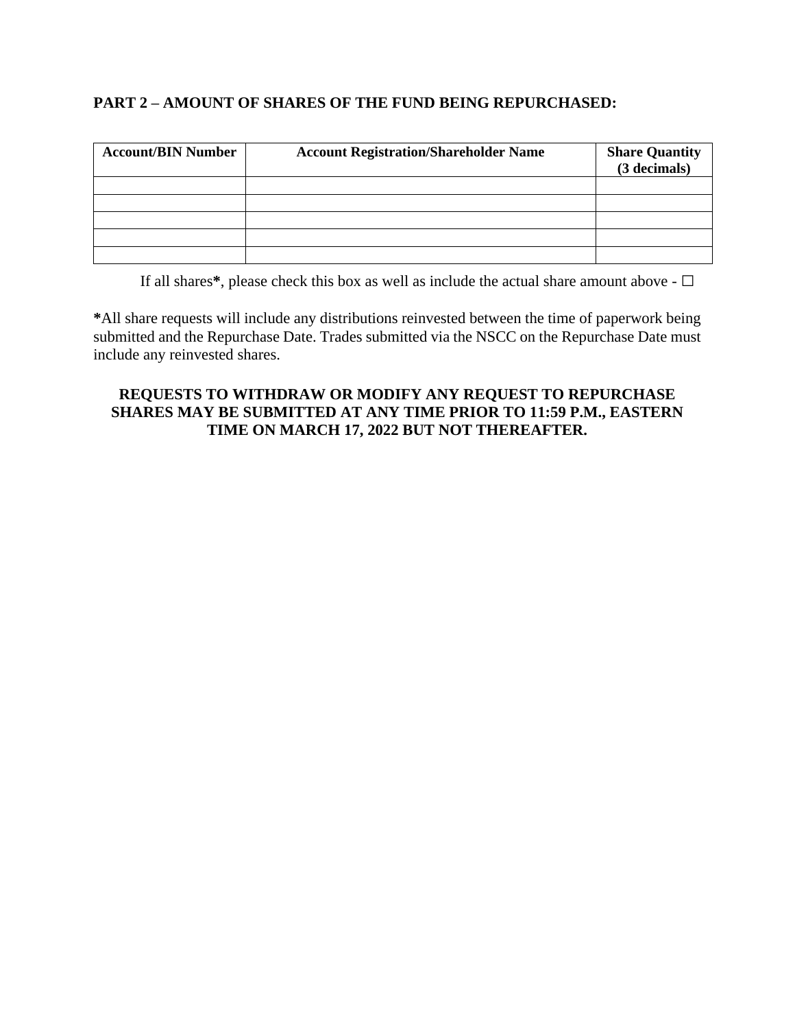**PART 2 – AMOUNT OF SHARES OF THE FUND BEING REPURCHASED:**

| Account/BIN Number | Account Registration/Shareholder Name | Share Quantity (3 decimals) |
|---|---|---|
| | | |
| | | |
| | | |
| | | |
| | | |

If all shares**\***, please check this box as well as include the actual share amount above - ☐

**\***All share requests will include any distributions reinvested between the time of paperwork being submitted and the Repurchase Date. Trades submitted via the NSCC on the Repurchase Date must include any reinvested shares.

**REQUESTS TO WITHDRAW OR MODIFY ANY REQUEST TO REPURCHASE SHARES MAY BE SUBMITTED AT ANY TIME PRIOR TO 11:59 P.M., EASTERN TIME ON MARCH 17, 2022 BUT NOT THEREAFTER.**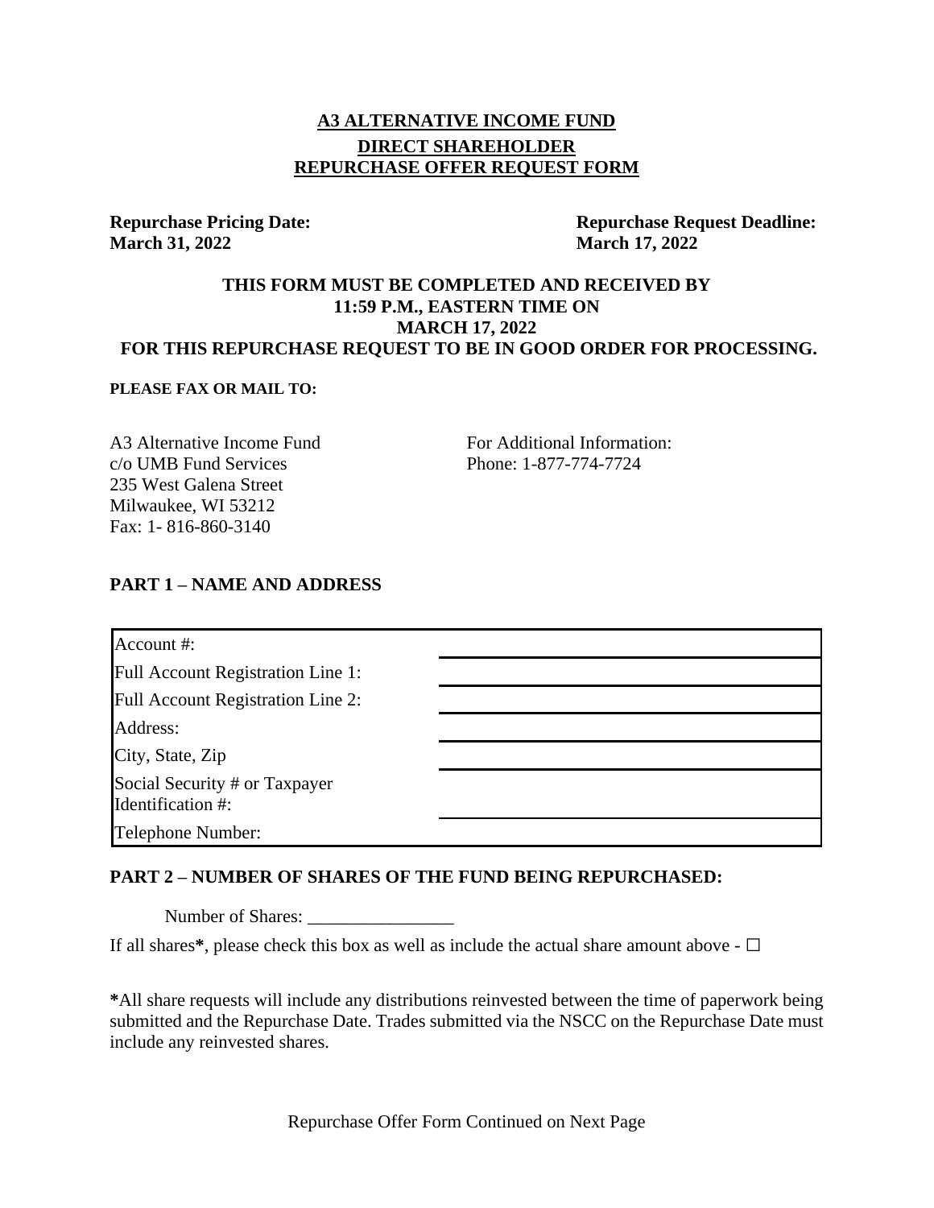# A3 ALTERNATIVE INCOME FUND

## DIRECT SHAREHOLDER
## REPURCHASE OFFER REQUEST FORM

**Repurchase Pricing Date:**
**March 31, 2022**

**Repurchase Request Deadline:**
**March 17, 2022**

**THIS FORM MUST BE COMPLETED AND RECEIVED BY 11:59 P.M., EASTERN TIME ON MARCH 17, 2022 FOR THIS REPURCHASE REQUEST TO BE IN GOOD ORDER FOR PROCESSING.**

**PLEASE FAX OR MAIL TO:**

A3 Alternative Income Fund
c/o UMB Fund Services
235 West Galena Street
Milwaukee, WI 53212
Fax: 1- 816-860-3140

For Additional Information:
Phone: 1-877-774-7724

## PART 1 – NAME AND ADDRESS

| | |
|---|---|
| Account #: | |
| Full Account Registration Line 1: | |
| Full Account Registration Line 2: | |
| Address: | |
| City, State, Zip | |
| Social Security # or Taxpayer Identification #: | |
| Telephone Number: | |

## PART 2 – NUMBER OF SHARES OF THE FUND BEING REPURCHASED:

Number of Shares: ________________

If all shares**\***, please check this box as well as include the actual share amount above - ☐

**\***All share requests will include any distributions reinvested between the time of paperwork being submitted and the Repurchase Date. Trades submitted via the NSCC on the Repurchase Date must include any reinvested shares.

Repurchase Offer Form Continued on Next Page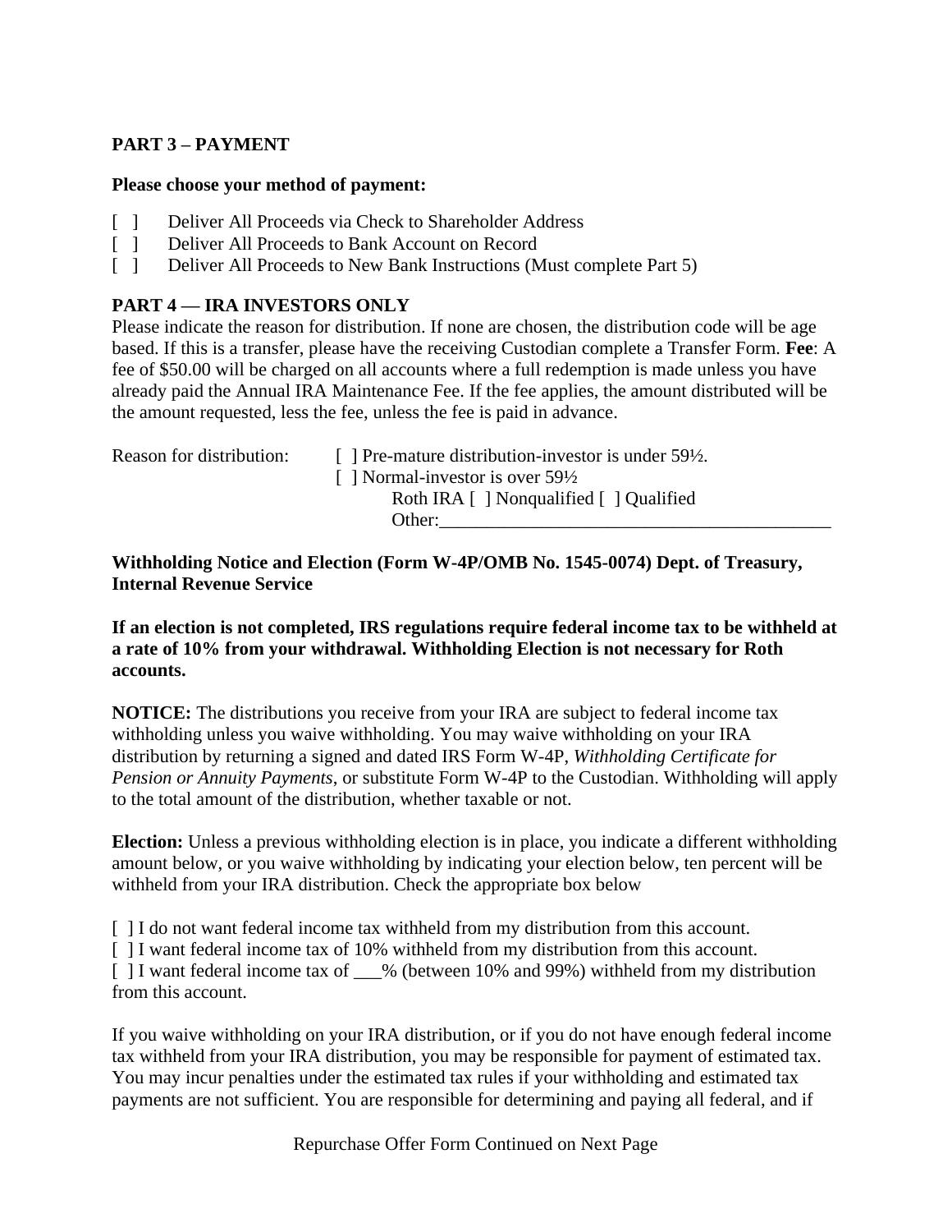**PART 3 – PAYMENT**

**Please choose your method of payment:**

[ ] Deliver All Proceeds via Check to Shareholder Address
[ ] Deliver All Proceeds to Bank Account on Record
[ ] Deliver All Proceeds to New Bank Instructions (Must complete Part 5)

**PART 4 — IRA INVESTORS ONLY**

Please indicate the reason for distribution. If none are chosen, the distribution code will be age based. If this is a transfer, please have the receiving Custodian complete a Transfer Form. **Fee**: A fee of $50.00 will be charged on all accounts where a full redemption is made unless you have already paid the Annual IRA Maintenance Fee. If the fee applies, the amount distributed will be the amount requested, less the fee, unless the fee is paid in advance.

Reason for distribution:
[ ] Pre-mature distribution-investor is under 59½.
[ ] Normal-investor is over 59½
Roth IRA [ ] Nonqualified [ ] Qualified
Other:\_\_\_\_\_\_\_\_\_\_\_\_\_\_\_\_\_\_\_\_\_\_\_\_\_\_\_\_\_\_\_\_\_\_\_\_\_\_\_\_\_\_\_

**Withholding Notice and Election (Form W-4P/OMB No. 1545-0074) Dept. of Treasury, Internal Revenue Service**

**If an election is not completed, IRS regulations require federal income tax to be withheld at a rate of 10% from your withdrawal. Withholding Election is not necessary for Roth accounts.**

**NOTICE:** The distributions you receive from your IRA are subject to federal income tax withholding unless you waive withholding. You may waive withholding on your IRA distribution by returning a signed and dated IRS Form W-4P, *Withholding Certificate for Pension or Annuity Payments*, or substitute Form W-4P to the Custodian. Withholding will apply to the total amount of the distribution, whether taxable or not.

**Election:** Unless a previous withholding election is in place, you indicate a different withholding amount below, or you waive withholding by indicating your election below, ten percent will be withheld from your IRA distribution. Check the appropriate box below

[ ] I do not want federal income tax withheld from my distribution from this account.
[ ] I want federal income tax of 10% withheld from my distribution from this account.
[ ] I want federal income tax of \_\_\_% (between 10% and 99%) withheld from my distribution from this account.

If you waive withholding on your IRA distribution, or if you do not have enough federal income tax withheld from your IRA distribution, you may be responsible for payment of estimated tax. You may incur penalties under the estimated tax rules if your withholding and estimated tax payments are not sufficient. You are responsible for determining and paying all federal, and if

Repurchase Offer Form Continued on Next Page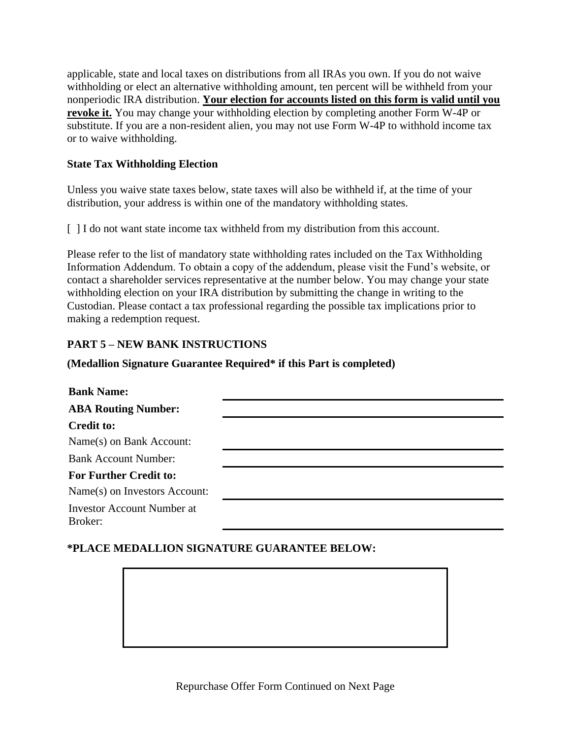applicable, state and local taxes on distributions from all IRAs you own. If you do not waive withholding or elect an alternative withholding amount, ten percent will be withheld from your nonperiodic IRA distribution. **Your election for accounts listed on this form is valid until you revoke it.** You may change your withholding election by completing another Form W-4P or substitute. If you are a non-resident alien, you may not use Form W-4P to withhold income tax or to waive withholding.

**State Tax Withholding Election**

Unless you waive state taxes below, state taxes will also be withheld if, at the time of your distribution, your address is within one of the mandatory withholding states.

[ ] I do not want state income tax withheld from my distribution from this account.

Please refer to the list of mandatory state withholding rates included on the Tax Withholding Information Addendum. To obtain a copy of the addendum, please visit the Fund's website, or contact a shareholder services representative at the number below. You may change your state withholding election on your IRA distribution by submitting the change in writing to the Custodian. Please contact a tax professional regarding the possible tax implications prior to making a redemption request.

**PART 5 – NEW BANK INSTRUCTIONS**

**(Medallion Signature Guarantee Required* if this Part is completed)**

| | |
|---|---|
| **Bank Name:** | |
| **ABA Routing Number:** | |
| **Credit to:** | |
| Name(s) on Bank Account: | |
| Bank Account Number: | |
| **For Further Credit to:** | |
| Name(s) on Investors Account: | |
| Investor Account Number at Broker: | |

**\*PLACE MEDALLION SIGNATURE GUARANTEE BELOW:**

Repurchase Offer Form Continued on Next Page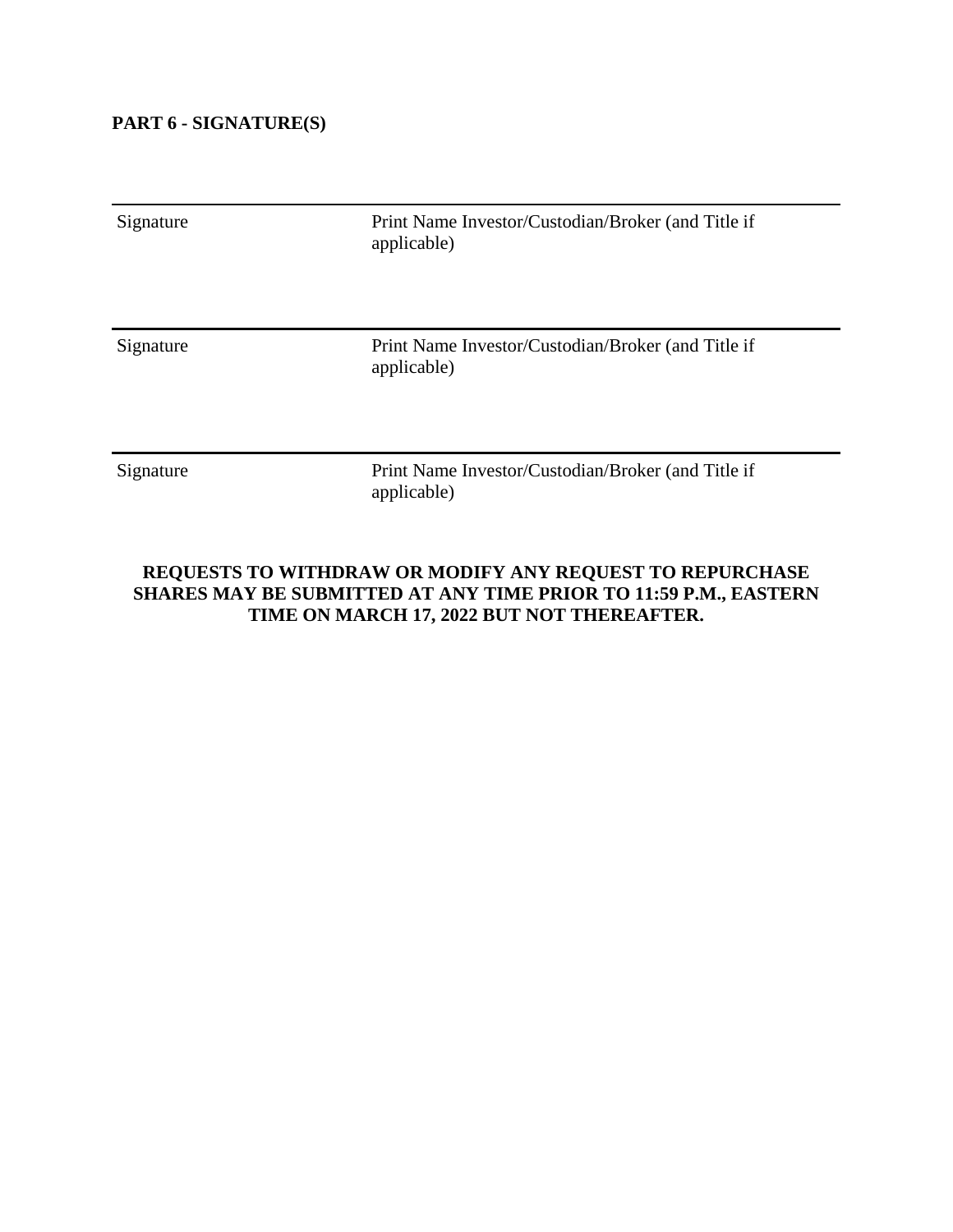**PART 6 - SIGNATURE(S)**

| | |
|---|---|
| Signature | Print Name Investor/Custodian/Broker (and Title if applicable) |

| | |
|---|---|
| Signature | Print Name Investor/Custodian/Broker (and Title if applicable) |

| | |
|---|---|
| Signature | Print Name Investor/Custodian/Broker (and Title if applicable) |

**REQUESTS TO WITHDRAW OR MODIFY ANY REQUEST TO REPURCHASE SHARES MAY BE SUBMITTED AT ANY TIME PRIOR TO 11:59 P.M., EASTERN TIME ON MARCH 17, 2022 BUT NOT THEREAFTER.**